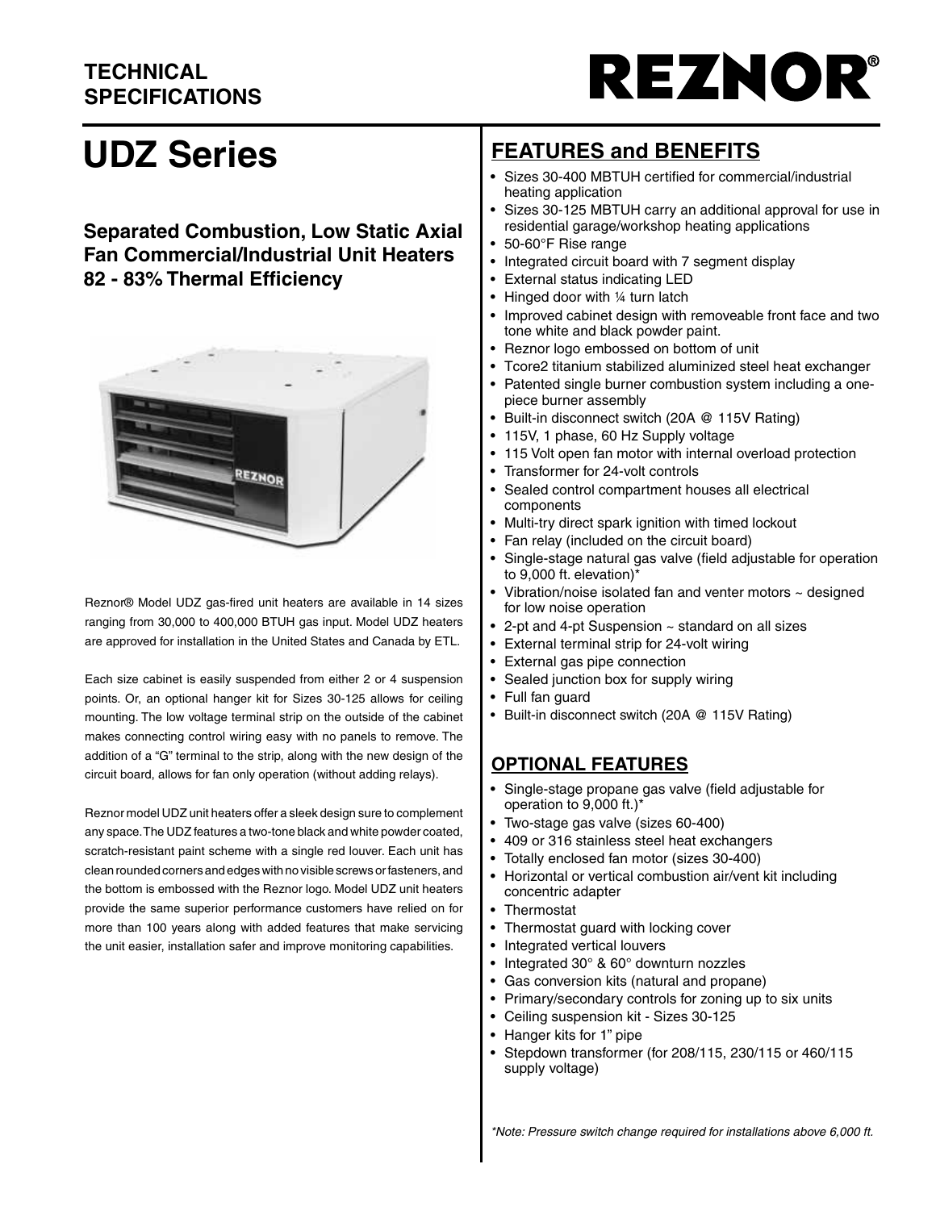**TECHNICAL SPECIFICATIONS**

**REZNOR®**

# UDZ Series

## Separated Combustion, Low Static Axial Fan Commercial/Industrial Unit Heaters 82 - 83% Thermal Efficiency

Reznor® Model UDZ gas-fired unit heaters are available in 14 sizes ranging from 30,000 to 400,000 BTUH gas input. Model UDZ heaters are approved for installation in the United States and Canada by ETL.

Each size cabinet is easily suspended from either 2 or 4 suspension points. Or, an optional hanger kit for Sizes 30-125 allows for ceiling mounting. The low voltage terminal strip on the outside of the cabinet makes connecting control wiring easy with no panels to remove. The addition of a "G" terminal to the strip, along with the new design of the circuit board, allows for fan only operation (without adding relays).

Reznor model UDZ unit heaters offer a sleek design sure to complement any space. The UDZ features a two-tone black and white powder coated, scratch-resistant paint scheme with a single red louver. Each unit has clean rounded corners and edges with no visible screws or fasteners, and the bottom is embossed with the Reznor logo. Model UDZ unit heaters provide the same superior performance customers have relied on for more than 100 years along with added features that make servicing the unit easier, installation safer and improve monitoring capabilities.

## FEATURES and BENEFITS

- Sizes 30-400 MBTUH certified for commercial/industrial heating application
- Sizes 30-125 MBTUH carry an additional approval for use in residential garage/workshop heating applications
- 50-60°F Rise range
- Integrated circuit board with 7 segment display
- External status indicating LED
- Hinged door with ¼ turn latch
- Improved cabinet design with removeable front face and two tone white and black powder paint.
- Reznor logo embossed on bottom of unit
- Tcore2 titanium stabilized aluminized steel heat exchanger
- Patented single burner combustion system including a one-piece burner assembly
- Built-in disconnect switch (20A @ 115V Rating)
- 115V, 1 phase, 60 Hz Supply voltage
- 115 Volt open fan motor with internal overload protection
- Transformer for 24-volt controls
- Sealed control compartment houses all electrical components
- Multi-try direct spark ignition with timed lockout
- Fan relay (included on the circuit board)
- Single-stage natural gas valve (field adjustable for operation to 9,000 ft. elevation)*
- Vibration/noise isolated fan and venter motors ~ designed for low noise operation
- 2-pt and 4-pt Suspension ~ standard on all sizes
- External terminal strip for 24-volt wiring
- External gas pipe connection
- Sealed junction box for supply wiring
- Full fan guard
- Built-in disconnect switch (20A @ 115V Rating)

## OPTIONAL FEATURES

- Single-stage propane gas valve (field adjustable for operation to 9,000 ft.)*
- Two-stage gas valve (sizes 60-400)
- 409 or 316 stainless steel heat exchangers
- Totally enclosed fan motor (sizes 30-400)
- Horizontal or vertical combustion air/vent kit including concentric adapter
- Thermostat
- Thermostat guard with locking cover
- Integrated vertical louvers
- Integrated 30° & 60° downturn nozzles
- Gas conversion kits (natural and propane)
- Primary/secondary controls for zoning up to six units
- Ceiling suspension kit - Sizes 30-125
- Hanger kits for 1" pipe
- Stepdown transformer (for 208/115, 230/115 or 460/115 supply voltage)

*\*Note: Pressure switch change required for installations above 6,000 ft.*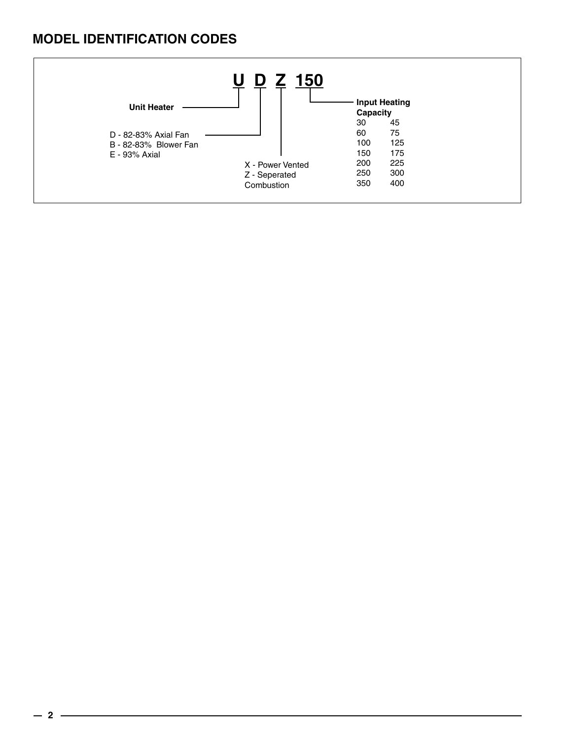## MODEL IDENTIFICATION CODES

**U D Z 150**

- **U** — **Unit Heater**
- **D** —
  - D - 82-83% Axial Fan
  - B - 82-83% Blower Fan
  - E - 93% Axial
- **Z** —
  - X - Power Vented
  - Z - Seperated Combustion
- **150** — **Input Heating Capacity**

| | |
|---|---|
| 30 | 45 |
| 60 | 75 |
| 100 | 125 |
| 150 | 175 |
| 200 | 225 |
| 250 | 300 |
| 350 | 400 |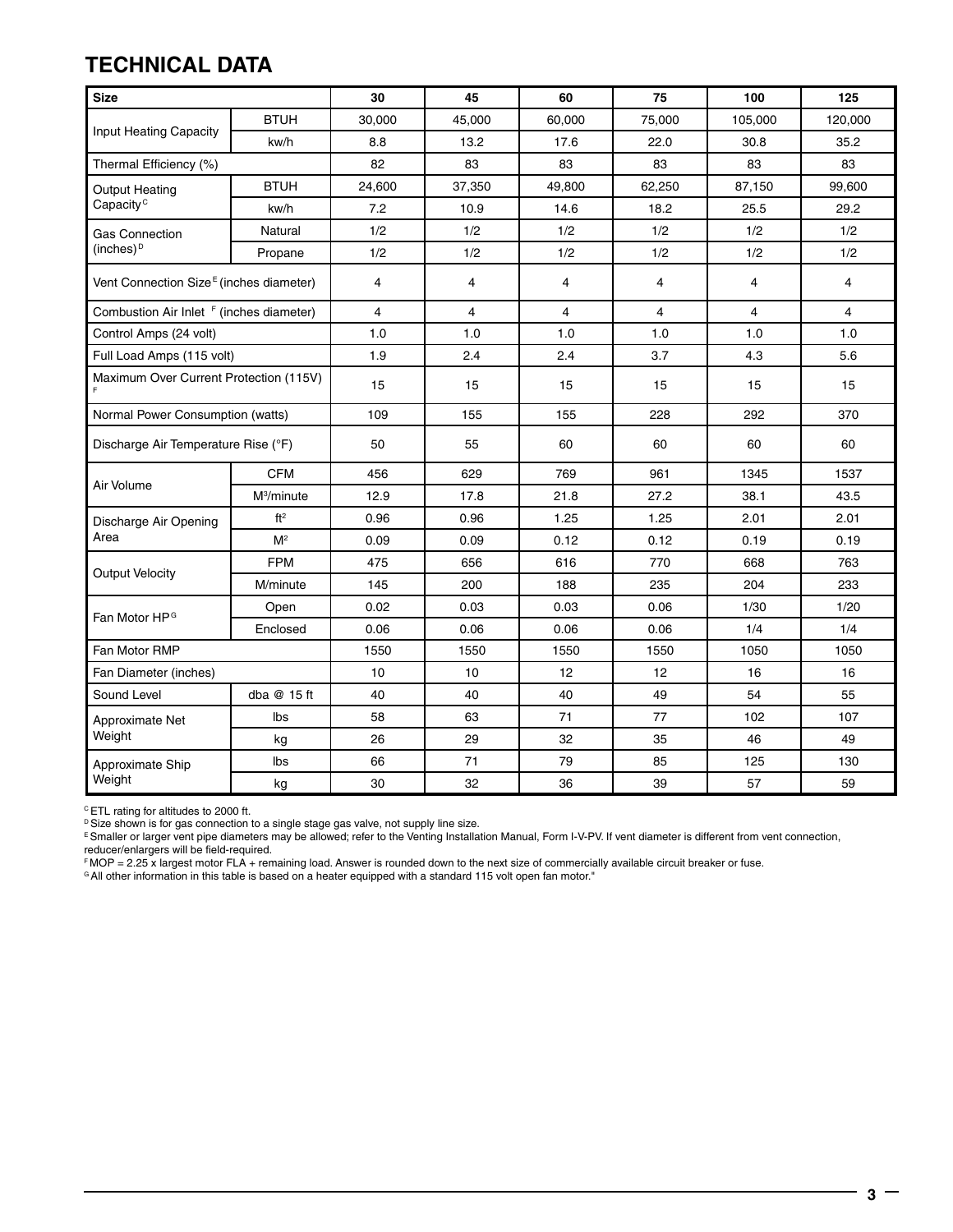## TECHNICAL DATA

| Size | | 30 | 45 | 60 | 75 | 100 | 125 |
|---|---|---|---|---|---|---|---|
| Input Heating Capacity | BTUH | 30,000 | 45,000 | 60,000 | 75,000 | 105,000 | 120,000 |
| | kw/h | 8.8 | 13.2 | 17.6 | 22.0 | 30.8 | 35.2 |
| Thermal Efficiency (%) | | 82 | 83 | 83 | 83 | 83 | 83 |
| Output Heating Capacity[C] | BTUH | 24,600 | 37,350 | 49,800 | 62,250 | 87,150 | 99,600 |
| | kw/h | 7.2 | 10.9 | 14.6 | 18.2 | 25.5 | 29.2 |
| Gas Connection (inches)[D] | Natural | 1/2 | 1/2 | 1/2 | 1/2 | 1/2 | 1/2 |
| | Propane | 1/2 | 1/2 | 1/2 | 1/2 | 1/2 | 1/2 |
| Vent Connection Size[E] (inches diameter) | | 4 | 4 | 4 | 4 | 4 | 4 |
| Combustion Air Inlet [F] (inches diameter) | | 4 | 4 | 4 | 4 | 4 | 4 |
| Control Amps (24 volt) | | 1.0 | 1.0 | 1.0 | 1.0 | 1.0 | 1.0 |
| Full Load Amps (115 volt) | | 1.9 | 2.4 | 2.4 | 3.7 | 4.3 | 5.6 |
| Maximum Over Current Protection (115V) [F] | | 15 | 15 | 15 | 15 | 15 | 15 |
| Normal Power Consumption (watts) | | 109 | 155 | 155 | 228 | 292 | 370 |
| Discharge Air Temperature Rise (°F) | | 50 | 55 | 60 | 60 | 60 | 60 |
| Air Volume | CFM | 456 | 629 | 769 | 961 | 1345 | 1537 |
| | $M^3$/minute | 12.9 | 17.8 | 21.8 | 27.2 | 38.1 | 43.5 |
| Discharge Air Opening Area | $ft^2$ | 0.96 | 0.96 | 1.25 | 1.25 | 2.01 | 2.01 |
| | $M^2$ | 0.09 | 0.09 | 0.12 | 0.12 | 0.19 | 0.19 |
| Output Velocity | FPM | 475 | 656 | 616 | 770 | 668 | 763 |
| | M/minute | 145 | 200 | 188 | 235 | 204 | 233 |
| Fan Motor HP[G] | Open | 0.02 | 0.03 | 0.03 | 0.06 | 1/30 | 1/20 |
| | Enclosed | 0.06 | 0.06 | 0.06 | 0.06 | 1/4 | 1/4 |
| Fan Motor RMP | | 1550 | 1550 | 1550 | 1550 | 1050 | 1050 |
| Fan Diameter (inches) | | 10 | 10 | 12 | 12 | 16 | 16 |
| Sound Level | dba @ 15 ft | 40 | 40 | 40 | 49 | 54 | 55 |
| Approximate Net Weight | lbs | 58 | 63 | 71 | 77 | 102 | 107 |
| | kg | 26 | 29 | 32 | 35 | 46 | 49 |
| Approximate Ship Weight | lbs | 66 | 71 | 79 | 85 | 125 | 130 |
| | kg | 30 | 32 | 36 | 39 | 57 | 59 |

[C] ETL rating for altitudes to 2000 ft.
[D] Size shown is for gas connection to a single stage gas valve, not supply line size.
[E] Smaller or larger vent pipe diameters may be allowed; refer to the Venting Installation Manual, Form I-V-PV. If vent diameter is different from vent connection, reducer/enlargers will be field-required.
[F] MOP = 2.25 x largest motor FLA + remaining load. Answer is rounded down to the next size of commercially available circuit breaker or fuse.
[G] All other information in this table is based on a heater equipped with a standard 115 volt open fan motor."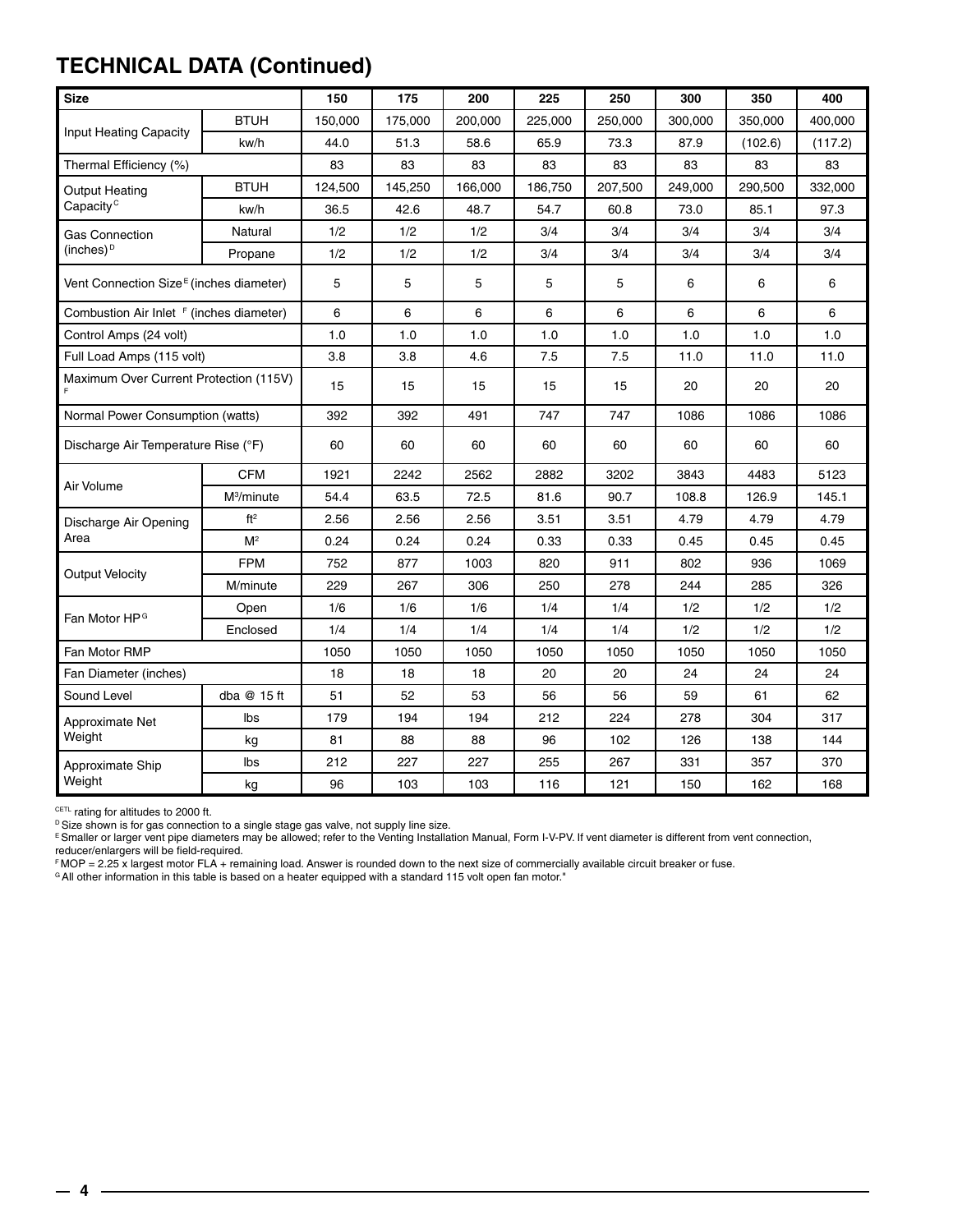## TECHNICAL DATA (Continued)

| Size | | 150 | 175 | 200 | 225 | 250 | 300 | 350 | 400 |
|---|---|---|---|---|---|---|---|---|---|
| Input Heating Capacity | BTUH | 150,000 | 175,000 | 200,000 | 225,000 | 250,000 | 300,000 | 350,000 | 400,000 |
| | kw/h | 44.0 | 51.3 | 58.6 | 65.9 | 73.3 | 87.9 | (102.6) | (117.2) |
| Thermal Efficiency (%) | | 83 | 83 | 83 | 83 | 83 | 83 | 83 | 83 |
| Output Heating Capacity[C] | BTUH | 124,500 | 145,250 | 166,000 | 186,750 | 207,500 | 249,000 | 290,500 | 332,000 |
| | kw/h | 36.5 | 42.6 | 48.7 | 54.7 | 60.8 | 73.0 | 85.1 | 97.3 |
| Gas Connection (inches)[D] | Natural | 1/2 | 1/2 | 1/2 | 3/4 | 3/4 | 3/4 | 3/4 | 3/4 |
| | Propane | 1/2 | 1/2 | 1/2 | 3/4 | 3/4 | 3/4 | 3/4 | 3/4 |
| Vent Connection Size[E] (inches diameter) | | 5 | 5 | 5 | 5 | 5 | 6 | 6 | 6 |
| Combustion Air Inlet [F] (inches diameter) | | 6 | 6 | 6 | 6 | 6 | 6 | 6 | 6 |
| Control Amps (24 volt) | | 1.0 | 1.0 | 1.0 | 1.0 | 1.0 | 1.0 | 1.0 | 1.0 |
| Full Load Amps (115 volt) | | 3.8 | 3.8 | 4.6 | 7.5 | 7.5 | 11.0 | 11.0 | 11.0 |
| Maximum Over Current Protection (115V) [F] | | 15 | 15 | 15 | 15 | 15 | 20 | 20 | 20 |
| Normal Power Consumption (watts) | | 392 | 392 | 491 | 747 | 747 | 1086 | 1086 | 1086 |
| Discharge Air Temperature Rise (°F) | | 60 | 60 | 60 | 60 | 60 | 60 | 60 | 60 |
| Air Volume | CFM | 1921 | 2242 | 2562 | 2882 | 3202 | 3843 | 4483 | 5123 |
| | M³/minute | 54.4 | 63.5 | 72.5 | 81.6 | 90.7 | 108.8 | 126.9 | 145.1 |
| Discharge Air Opening Area | ft² | 2.56 | 2.56 | 2.56 | 3.51 | 3.51 | 4.79 | 4.79 | 4.79 |
| | M² | 0.24 | 0.24 | 0.24 | 0.33 | 0.33 | 0.45 | 0.45 | 0.45 |
| Output Velocity | FPM | 752 | 877 | 1003 | 820 | 911 | 802 | 936 | 1069 |
| | M/minute | 229 | 267 | 306 | 250 | 278 | 244 | 285 | 326 |
| Fan Motor HP[G] | Open | 1/6 | 1/6 | 1/6 | 1/4 | 1/4 | 1/2 | 1/2 | 1/2 |
| | Enclosed | 1/4 | 1/4 | 1/4 | 1/4 | 1/4 | 1/2 | 1/2 | 1/2 |
| Fan Motor RMP | | 1050 | 1050 | 1050 | 1050 | 1050 | 1050 | 1050 | 1050 |
| Fan Diameter (inches) | | 18 | 18 | 18 | 20 | 20 | 24 | 24 | 24 |
| Sound Level | dba @ 15 ft | 51 | 52 | 53 | 56 | 56 | 59 | 61 | 62 |
| Approximate Net Weight | lbs | 179 | 194 | 194 | 212 | 224 | 278 | 304 | 317 |
| | kg | 81 | 88 | 88 | 96 | 102 | 126 | 138 | 144 |
| Approximate Ship Weight | lbs | 212 | 227 | 227 | 255 | 267 | 331 | 357 | 370 |
| | kg | 96 | 103 | 103 | 116 | 121 | 150 | 162 | 168 |

[CETL] rating for altitudes to 2000 ft.

[D] Size shown is for gas connection to a single stage gas valve, not supply line size.

[E] Smaller or larger vent pipe diameters may be allowed; refer to the Venting Installation Manual, Form I-V-PV. If vent diameter is different from vent connection, reducer/enlargers will be field-required.

[F] MOP = 2.25 x largest motor FLA + remaining load. Answer is rounded down to the next size of commercially available circuit breaker or fuse.

[G] All other information in this table is based on a heater equipped with a standard 115 volt open fan motor."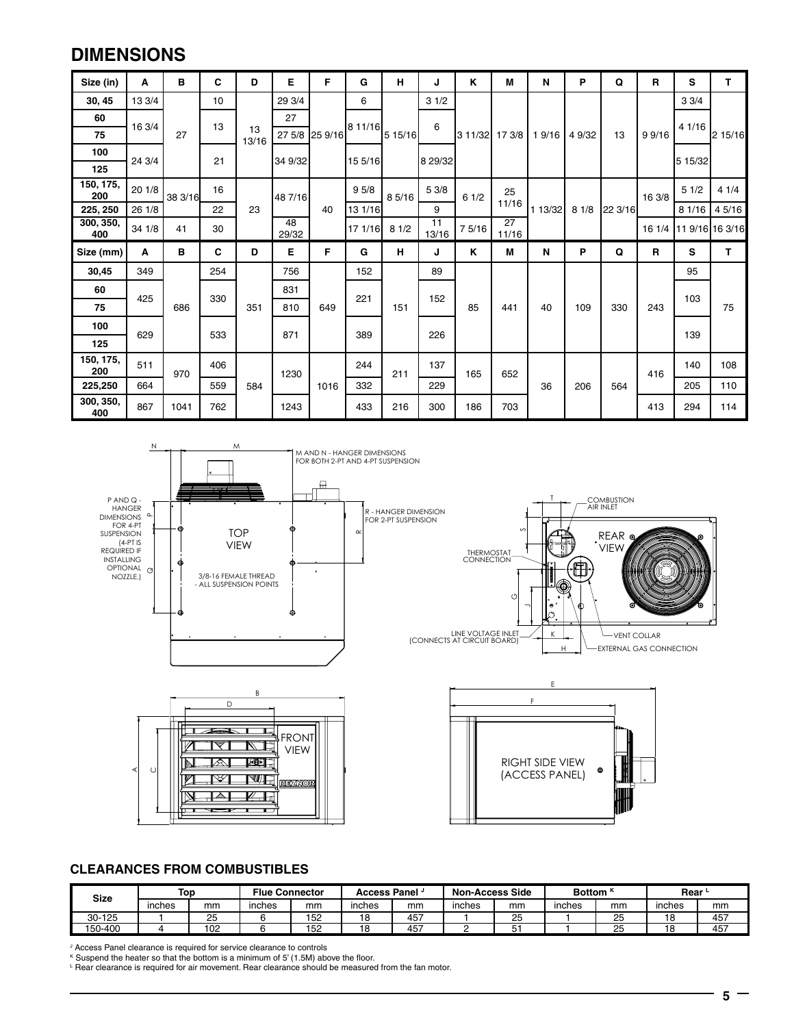## DIMENSIONS

| Size (in) | A | B | C | D | E | F | G | H | J | K | M | N | P | Q | R | S | T |
|---|---|---|---|---|---|---|---|---|---|---|---|---|---|---|---|---|---|
| 30, 45 | 13 3/4 | | 10 | | 29 3/4 | | 6 | | 3 1/2 | | | | | | | 3 3/4 | |
| 60 | 16 3/4 | 27 | 13 | 13 13/16 | 27 | 25 9/16 | 8 11/16 | 5 15/16 | 6 | 3 11/32 | 17 3/8 | 1 9/16 | 4 9/32 | 13 | 9 9/16 | 4 1/16 | 2 15/16 |
| 75 | | | | | 27 5/8 | | | | | | | | | | | | |
| 100 | 24 3/4 | | 21 | | 34 9/32 | | 15 5/16 | | 8 29/32 | | | | | | | 5 15/32 | |
| 125 | | | | | | | | | | | | | | | | | |
| 150, 175, 200 | 20 1/8 | 38 3/16 | 16 | 23 | 48 7/16 | 40 | 9 5/8 | 8 5/16 | 5 3/8 | 6 1/2 | 25 11/16 | 1 13/32 | 8 1/8 | 22 3/16 | 16 3/8 | 5 1/2 | 4 1/4 |
| 225, 250 | 26 1/8 | | 22 | | | | 13 1/16 | | 9 | | | | | | | 8 1/16 | 4 5/16 |
| 300, 350, 400 | 34 1/8 | 41 | 30 | | 48 29/32 | | 17 1/16 | 8 1/2 | 11 13/16 | 7 5/16 | 27 11/16 | | | | 16 1/4 | 11 9/16 | 16 3/16 |

| Size (mm) | A | B | C | D | E | F | G | H | J | K | M | N | P | Q | R | S | T |
|---|---|---|---|---|---|---|---|---|---|---|---|---|---|---|---|---|---|
| 30,45 | 349 | | 254 | | 756 | | 152 | | 89 | | | | | | | 95 | |
| 60 | 425 | 686 | 330 | 351 | 831 | 649 | 221 | 151 | 152 | 85 | 441 | 40 | 109 | 330 | 243 | 103 | 75 |
| 75 | | | | | 810 | | | | | | | | | | | | |
| 100 | 629 | | 533 | | 871 | | 389 | | 226 | | | | | | | 139 | |
| 125 | | | | | | | | | | | | | | | | | |
| 150, 175, 200 | 511 | 970 | 406 | 584 | 1230 | 1016 | 244 | 211 | 137 | 165 | 652 | 36 | 206 | 564 | 416 | 140 | 108 |
| 225,250 | 664 | | 559 | | | | 332 | | 229 | | | | | | | 205 | 110 |
| 300, 350, 400 | 867 | 1041 | 762 | | 1243 | | 433 | 216 | 300 | 186 | 703 | | | | 413 | 294 | 114 |

M AND N - HANGER DIMENSIONS FOR BOTH 2-PT AND 4-PT SUSPENSION

P AND Q - HANGER DIMENSIONS FOR 4-PT SUSPENSION (4-PT IS REQUIRED IF INSTALLING OPTIONAL NOZZLE.)

R - HANGER DIMENSION FOR 2-PT SUSPENSION

3/8-16 FEMALE THREAD - ALL SUSPENSION POINTS

TOP VIEW

REAR VIEW

COMBUSTION AIR INLET

THERMOSTAT CONNECTION

LINE VOLTAGE INLET (CONNECTS AT CIRCUIT BOARD)

VENT COLLAR

EXTERNAL GAS CONNECTION

FRONT VIEW

RIGHT SIDE VIEW (ACCESS PANEL)

### CLEARANCES FROM COMBUSTIBLES

| Size | Top | | Flue Connector | | Access Panel [J] | | Non-Access Side | | Bottom [K] | | Rear [L] | |
|---|---|---|---|---|---|---|---|---|---|---|---|---|
| | inches | mm | inches | mm | inches | mm | inches | mm | inches | mm | inches | mm |
| 30-125 | 1 | 25 | 6 | 152 | 18 | 457 | 1 | 25 | 1 | 25 | 18 | 457 |
| 150-400 | 4 | 102 | 6 | 152 | 18 | 457 | 2 | 51 | 1 | 25 | 18 | 457 |

[J] Access Panel clearance is required for service clearance to controls

[K] Suspend the heater so that the bottom is a minimum of 5' (1.5M) above the floor.

[L] Rear clearance is required for air movement. Rear clearance should be measured from the fan motor.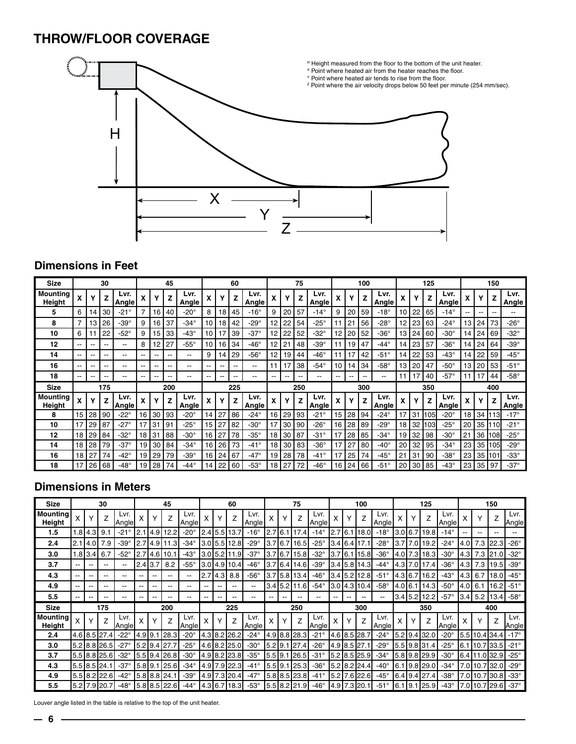# THROW/FLOOR COVERAGE

H Height measured from the floor to the bottom of the unit heater.
X Point where heated air from the heater reaches the floor.
Y Point where heated air tends to rise from the floor.
Z Point where the air velocity drops below 50 feet per minute (254 mm/sec).

## Dimensions in Feet

| Size | 30 | | | | 45 | | | | 60 | | | | 75 | | | | 100 | | | | 125 | | | | 150 | | | |
|---|---|---|---|---|---|---|---|---|---|---|---|---|---|---|---|---|---|---|---|---|---|---|---|---|---|---|---|---|
| **Mounting Height** | **X** | **Y** | **Z** | **Lvr. Angle** | **X** | **Y** | **Z** | **Lvr. Angle** | **X** | **Y** | **Z** | **Lvr. Angle** | **X** | **Y** | **Z** | **Lvr. Angle** | **X** | **Y** | **Z** | **Lvr. Angle** | **X** | **Y** | **Z** | **Lvr. Angle** | **X** | **Y** | **Z** | **Lvr. Angle** |
| **5** | 6 | 14 | 30 | -21° | 7 | 16 | 40 | -20° | 8 | 18 | 45 | -16° | 9 | 20 | 57 | -14° | 9 | 20 | 59 | -18° | 10 | 22 | 65 | -14° | -- | -- | -- | -- |
| **8** | 7 | 13 | 26 | -39° | 9 | 16 | 37 | -34° | 10 | 18 | 42 | -29° | 12 | 22 | 54 | -25° | 11 | 21 | 56 | -28° | 12 | 23 | 63 | -24° | 13 | 24 | 73 | -26° |
| **10** | 6 | 11 | 22 | -52° | 9 | 15 | 33 | -43° | 10 | 17 | 39 | -37° | 12 | 22 | 52 | -32° | 12 | 20 | 52 | -36° | 13 | 24 | 60 | -30° | 14 | 24 | 69 | -32° |
| **12** | -- | -- | -- | -- | 8 | 12 | 27 | -55° | 10 | 16 | 34 | -46° | 12 | 21 | 48 | -39° | 11 | 19 | 47 | -44° | 14 | 23 | 57 | -36° | 14 | 24 | 64 | -39° |
| **14** | -- | -- | -- | -- | -- | -- | -- | -- | 9 | 14 | 29 | -56° | 12 | 19 | 44 | -46° | 11 | 17 | 42 | -51° | 14 | 22 | 53 | -43° | 14 | 22 | 59 | -45° |
| **16** | -- | -- | -- | -- | -- | -- | -- | -- | -- | -- | -- | -- | 11 | 17 | 38 | -54° | 10 | 14 | 34 | -58° | 13 | 20 | 47 | -50° | 13 | 20 | 53 | -51° |
| **18** | -- | -- | -- | -- | -- | -- | -- | -- | -- | -- | -- | -- | -- | -- | -- | -- | -- | -- | -- | -- | 11 | 17 | 40 | -57° | 11 | 17 | 44 | -58° |
| **Size** | **175** | | | | **200** | | | | **225** | | | | **250** | | | | **300** | | | | **350** | | | | **400** | | | |
| **Mounting Height** | **X** | **Y** | **Z** | **Lvr. Angle** | **X** | **Y** | **Z** | **Lvr. Angle** | **X** | **Y** | **Z** | **Lvr. Angle** | **X** | **Y** | **Z** | **Lvr. Angle** | **X** | **Y** | **Z** | **Lvr. Angle** | **X** | **Y** | **Z** | **Lvr. Angle** | **X** | **Y** | **Z** | **Lvr. Angle** |
| **8** | 15 | 28 | 90 | -22° | 16 | 30 | 93 | -20° | 14 | 27 | 86 | -24° | 16 | 29 | 93 | -21° | 15 | 28 | 94 | -24° | 17 | 31 | 105 | -20° | 18 | 34 | 113 | -17° |
| **10** | 17 | 29 | 87 | -27° | 17 | 31 | 91 | -25° | 15 | 27 | 82 | -30° | 17 | 30 | 90 | -26° | 16 | 28 | 89 | -29° | 18 | 32 | 103 | -25° | 20 | 35 | 110 | -21° |
| **12** | 18 | 29 | 84 | -32° | 18 | 31 | 88 | -30° | 16 | 27 | 78 | -35° | 18 | 30 | 87 | -31° | 17 | 28 | 85 | -34° | 19 | 32 | 98 | -30° | 21 | 36 | 108 | -25° |
| **14** | 18 | 28 | 79 | -37° | 19 | 30 | 84 | -34° | 16 | 26 | 73 | -41° | 18 | 30 | 83 | -36° | 17 | 27 | 80 | -40° | 20 | 32 | 95 | -34° | 23 | 35 | 105 | -29° |
| **16** | 18 | 27 | 74 | -42° | 19 | 29 | 79 | -39° | 16 | 24 | 67 | -47° | 19 | 28 | 78 | -41° | 17 | 25 | 74 | -45° | 21 | 31 | 90 | -38° | 23 | 35 | 101 | -33° |
| **18** | 17 | 26 | 68 | -48° | 19 | 28 | 74 | -44° | 14 | 22 | 60 | -53° | 18 | 27 | 72 | -46° | 16 | 24 | 66 | -51° | 20 | 30 | 85 | -43° | 23 | 35 | 97 | -37° |

## Dimensions in Meters

| Size | 30 | | | | 45 | | | | 60 | | | | 75 | | | | 100 | | | | 125 | | | | 150 | | | |
|---|---|---|---|---|---|---|---|---|---|---|---|---|---|---|---|---|---|---|---|---|---|---|---|---|---|---|---|---|
| **Mounting Height** | X | Y | Z | Lvr. Angle | X | Y | Z | Lvr. Angle | X | Y | Z | Lvr. Angle | X | Y | Z | Lvr. Angle | X | Y | Z | Lvr. Angle | X | Y | Z | Lvr. Angle | X | Y | Z | Lvr. Angle |
| **1.5** | 1.8 | 4.3 | 9.1 | -21° | 2.1 | 4.9 | 12.2 | -20° | 2.4 | 5.5 | 13.7 | -16° | 2.7 | 6.1 | 17.4 | -14° | 2.7 | 6.1 | 18.0 | -18° | 3.0 | 6.7 | 19.8 | -14° | -- | -- | -- | -- |
| **2.4** | 2.1 | 4.0 | 7.9 | -39° | 2.7 | 4.9 | 11.3 | -34° | 3.0 | 5.5 | 12.8 | -29° | 3.7 | 6.7 | 16.5 | -25° | 3.4 | 6.4 | 17.1 | -28° | 3.7 | 7.0 | 19.2 | -24° | 4.0 | 7.3 | 22.3 | -26° |
| **3.0** | 1.8 | 3.4 | 6.7 | -52° | 2.7 | 4.6 | 10.1 | -43° | 3.0 | 5.2 | 11.9 | -37° | 3.7 | 6.7 | 15.8 | -32° | 3.7 | 6.1 | 15.8 | -36° | 4.0 | 7.3 | 18.3 | -30° | 4.3 | 7.3 | 21.0 | -32° |
| **3.7** | -- | -- | -- | -- | 2.4 | 3.7 | 8.2 | -55° | 3.0 | 4.9 | 10.4 | -46° | 3.7 | 6.4 | 14.6 | -39° | 3.4 | 5.8 | 14.3 | -44° | 4.3 | 7.0 | 17.4 | -36° | 4.3 | 7.3 | 19.5 | -39° |
| **4.3** | -- | -- | -- | -- | -- | -- | -- | -- | 2.7 | 4.3 | 8.8 | -56° | 3.7 | 5.8 | 13.4 | -46° | 3.4 | 5.2 | 12.8 | -51° | 4.3 | 6.7 | 16.2 | -43° | 4.3 | 6.7 | 18.0 | -45° |
| **4.9** | -- | -- | -- | -- | -- | -- | -- | -- | -- | -- | -- | -- | 3.4 | 5.2 | 11.6 | -54° | 3.0 | 4.3 | 10.4 | -58° | 4.0 | 6.1 | 14.3 | -50° | 4.0 | 6.1 | 16.2 | -51° |
| **5.5** | -- | -- | -- | -- | -- | -- | -- | -- | -- | -- | -- | -- | -- | -- | -- | -- | -- | -- | -- | -- | 3.4 | 5.2 | 12.2 | -57° | 3.4 | 5.2 | 13.4 | -58° |
| **Size** | **175** | | | | **200** | | | | **225** | | | | **250** | | | | **300** | | | | **350** | | | | **400** | | | |
| **Mounting Height** | X | Y | Z | Lvr. Angle | X | Y | Z | Lvr. Angle | X | Y | Z | Lvr. Angle | X | Y | Z | Lvr. Angle | X | Y | Z | Lvr. Angle | X | Y | Z | Lvr. Angle | X | Y | Z | Lvr. Angle |
| **2.4** | 4.6 | 8.5 | 27.4 | -22° | 4.9 | 9.1 | 28.3 | -20° | 4.3 | 8.2 | 26.2 | -24° | 4.9 | 8.8 | 28.3 | -21° | 4.6 | 8.5 | 28.7 | -24° | 5.2 | 9.4 | 32.0 | -20° | 5.5 | 10.4 | 34.4 | -17° |
| **3.0** | 5.2 | 8.8 | 26.5 | -27° | 5.2 | 9.4 | 27.7 | -25° | 4.6 | 8.2 | 25.0 | -30° | 5.2 | 9.1 | 27.4 | -26° | 4.9 | 8.5 | 27.1 | -29° | 5.5 | 9.8 | 31.4 | -25° | 6.1 | 10.7 | 33.5 | -21° |
| **3.7** | 5.5 | 8.8 | 25.6 | -32° | 5.5 | 9.4 | 26.8 | -30° | 4.9 | 8.2 | 23.8 | -35° | 5.5 | 9.1 | 26.5 | -31° | 5.2 | 8.5 | 25.9 | -34° | 5.8 | 9.8 | 29.9 | -30° | 6.4 | 11.0 | 32.9 | -25° |
| **4.3** | 5.5 | 8.5 | 24.1 | -37° | 5.8 | 9.1 | 25.6 | -34° | 4.9 | 7.9 | 22.3 | -41° | 5.5 | 9.1 | 25.3 | -36° | 5.2 | 8.2 | 24.4 | -40° | 6.1 | 9.8 | 29.0 | -34° | 7.0 | 10.7 | 32.0 | -29° |
| **4.9** | 5.5 | 8.2 | 22.6 | -42° | 5.8 | 8.8 | 24.1 | -39° | 4.9 | 7.3 | 20.4 | -47° | 5.8 | 8.5 | 23.8 | -41° | 5.2 | 7.6 | 22.6 | -45° | 6.4 | 9.4 | 27.4 | -38° | 7.0 | 10.7 | 30.8 | -33° |
| **5.5** | 5.2 | 7.9 | 20.7 | -48° | 5.8 | 8.5 | 22.6 | -44° | 4.3 | 6.7 | 18.3 | -53° | 5.5 | 8.2 | 21.9 | -46° | 4.9 | 7.3 | 20.1 | -51° | 6.1 | 9.1 | 25.9 | -43° | 7.0 | 10.7 | 29.6 | -37° |

Louver angle listed in the table is relative to the top of the unit heater.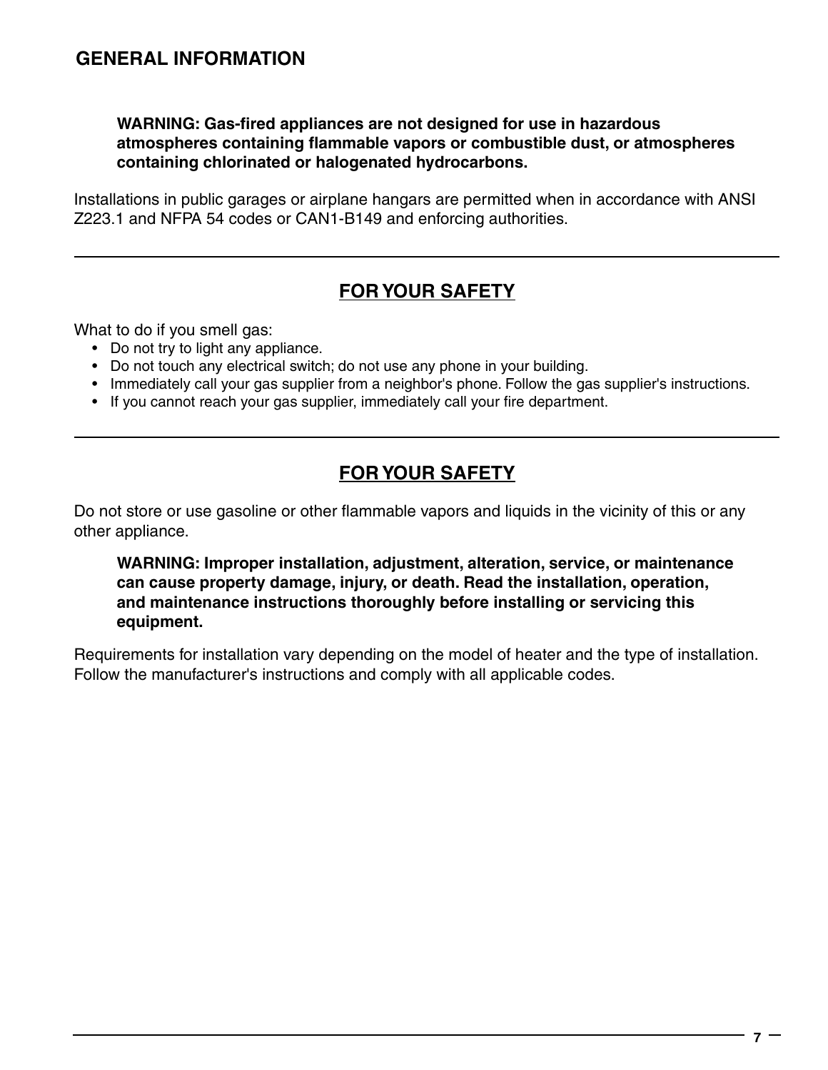# GENERAL INFORMATION

**WARNING: Gas-fired appliances are not designed for use in hazardous atmospheres containing flammable vapors or combustible dust, or atmospheres containing chlorinated or halogenated hydrocarbons.**

Installations in public garages or airplane hangars are permitted when in accordance with ANSI Z223.1 and NFPA 54 codes or CAN1-B149 and enforcing authorities.

---

## FOR YOUR SAFETY

What to do if you smell gas:

- Do not try to light any appliance.
- Do not touch any electrical switch; do not use any phone in your building.
- Immediately call your gas supplier from a neighbor's phone. Follow the gas supplier's instructions.
- If you cannot reach your gas supplier, immediately call your fire department.

---

## FOR YOUR SAFETY

Do not store or use gasoline or other flammable vapors and liquids in the vicinity of this or any other appliance.

**WARNING: Improper installation, adjustment, alteration, service, or maintenance can cause property damage, injury, or death. Read the installation, operation, and maintenance instructions thoroughly before installing or servicing this equipment.**

Requirements for installation vary depending on the model of heater and the type of installation. Follow the manufacturer's instructions and comply with all applicable codes.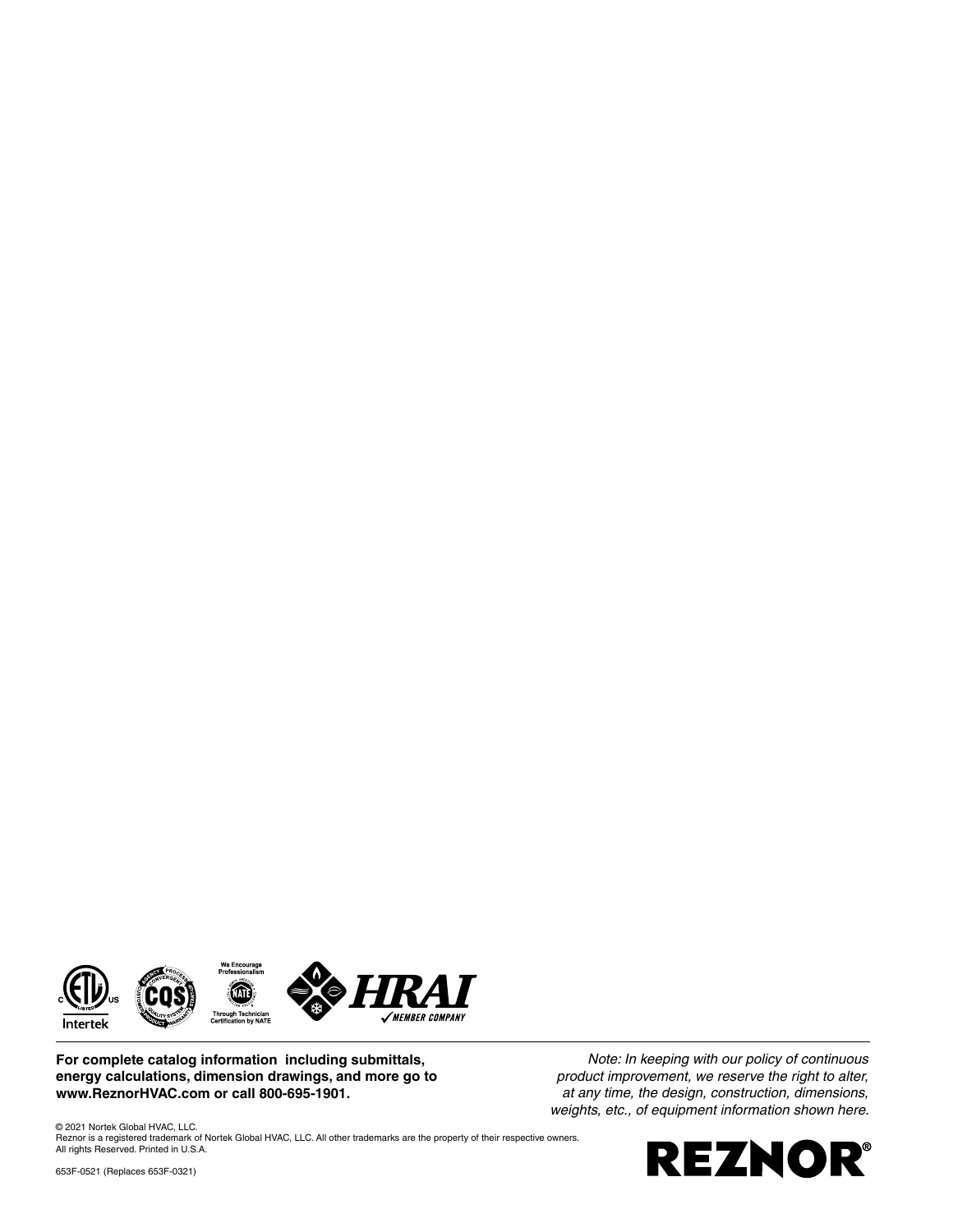**For complete catalog information including submittals, energy calculations, dimension drawings, and more go to www.ReznorHVAC.com or call 800-695-1901.**

*Note: In keeping with our policy of continuous product improvement, we reserve the right to alter, at any time, the design, construction, dimensions, weights, etc., of equipment information shown here.*

© 2021 Nortek Global HVAC, LLC.
Reznor is a registered trademark of Nortek Global HVAC, LLC. All other trademarks are the property of their respective owners.
All rights Reserved. Printed in U.S.A.

653F-0521 (Replaces 653F-0321)